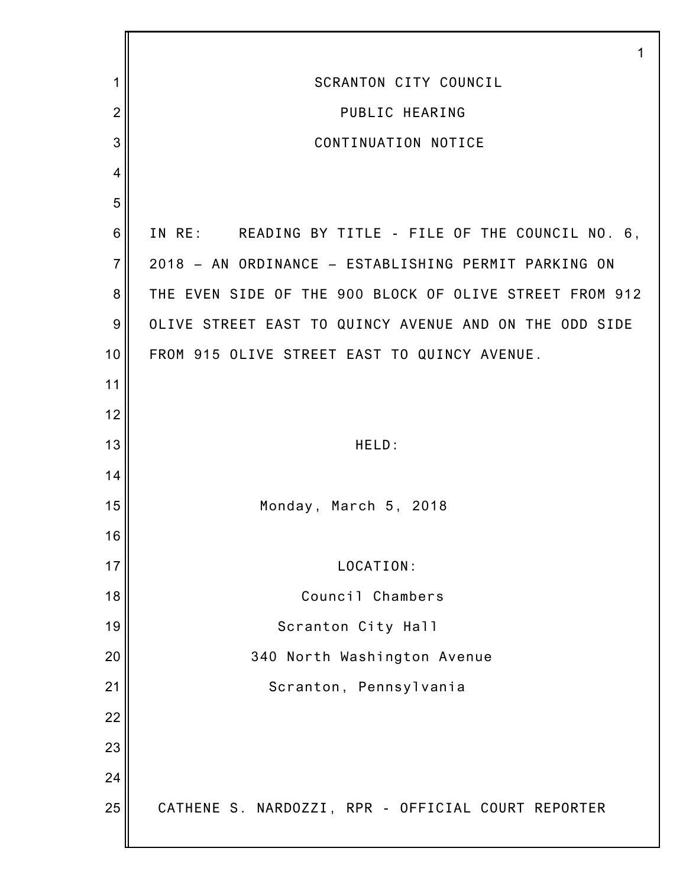# SCRANTON CITY COUNCIL

## PUBLIC HEARING

## CONTINUATION NOTICE

IN RE: READING BY TITLE - FILE OF THE COUNCIL NO. 6, 2018 – AN ORDINANCE – ESTABLISHING PERMIT PARKING ON THE EVEN SIDE OF THE 900 BLOCK OF OLIVE STREET FROM 912 OLIVE STREET EAST TO QUINCY AVENUE AND ON THE ODD SIDE FROM 915 OLIVE STREET EAST TO QUINCY AVENUE.

HELD:

Monday, March 5, 2018

LOCATION:

Council Chambers

Scranton City Hall

340 North Washington Avenue

Scranton, Pennsylvania

CATHENE S. NARDOZZI, RPR - OFFICIAL COURT REPORTER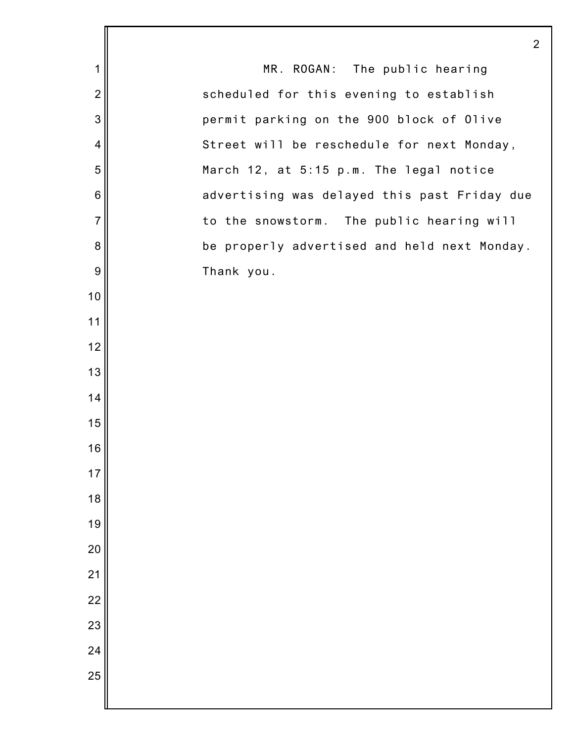MR. ROGAN: The public hearing scheduled for this evening to establish permit parking on the 900 block of Olive Street will be reschedule for next Monday, March 12, at 5:15 p.m. The legal notice advertising was delayed this past Friday due to the snowstorm. The public hearing will be properly advertised and held next Monday. Thank you.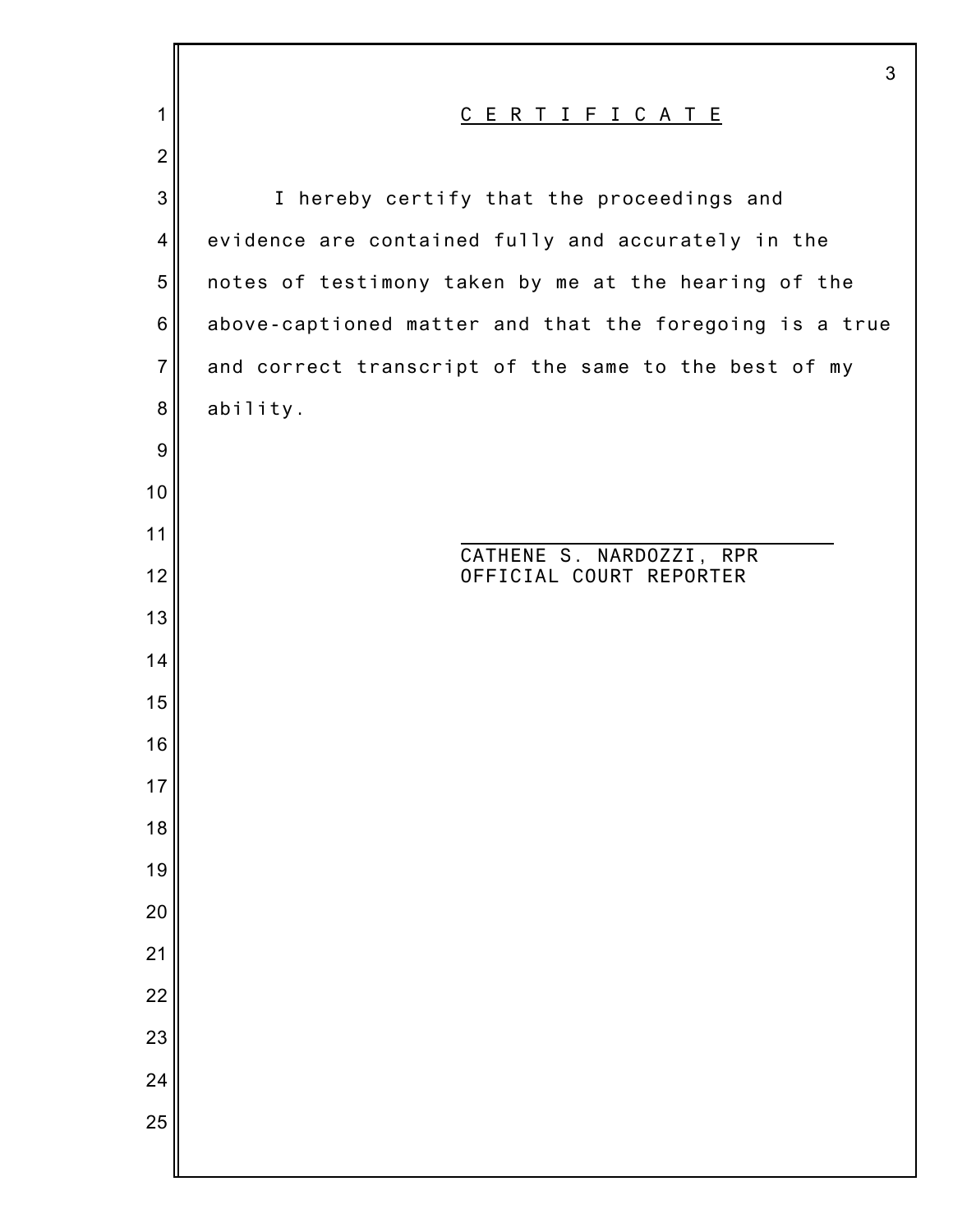# CERTIFICATE

I hereby certify that the proceedings and evidence are contained fully and accurately in the notes of testimony taken by me at the hearing of the above-captioned matter and that the foregoing is a true and correct transcript of the same to the best of my ability.

CATHENE S. NARDOZZI, RPR
OFFICIAL COURT REPORTER